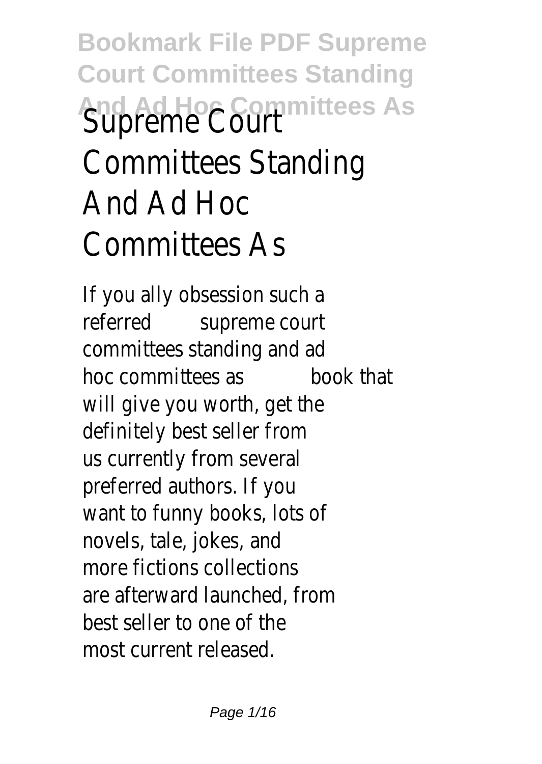# Supreme Court Committees Standing And Ad Hoc Committees As

If you ally obsession such a referred supreme court committees standing and ad hoc committees as book that will give you worth, get the definitely best seller from us currently from several preferred authors. If you want to funny books, lots of novels, tale, jokes, and more fictions collections are afterward launched, from best seller to one of the most current released.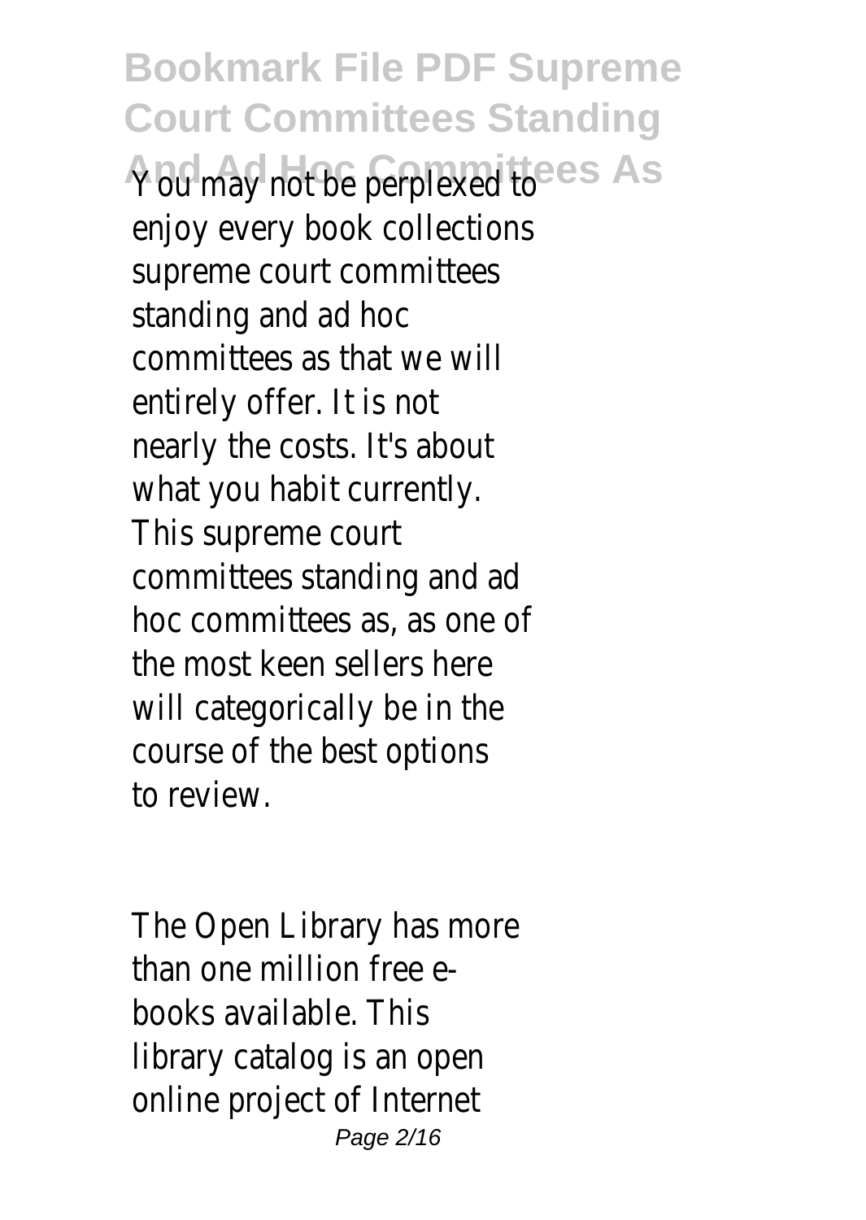You may not be perplexed to enjoy every book collections supreme court committees standing and ad hoc committees as that we will entirely offer. It is not nearly the costs. It's about what you habit currently. This supreme court committees standing and ad hoc committees as, as one of the most keen sellers here will categorically be in the course of the best options to review.

The Open Library has more than one million free e-books available. This library catalog is an open online project of Internet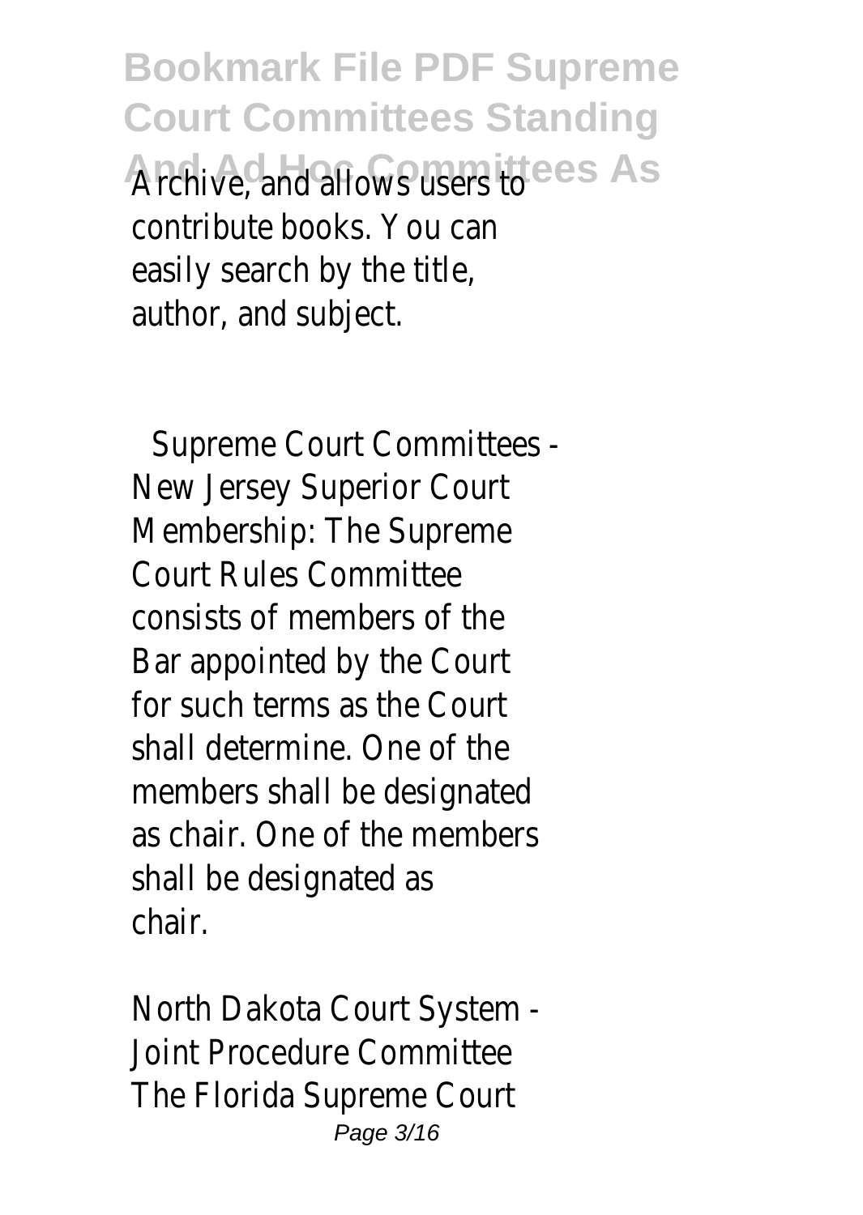Archive, and allows users to contribute books. You can easily search by the title, author, and subject.

Supreme Court Committees - New Jersey Superior Court
Membership: The Supreme Court Rules Committee consists of members of the Bar appointed by the Court for such terms as the Court shall determine. One of the members shall be designated as chair. One of the members shall be designated as chair.

North Dakota Court System - Joint Procedure Committee
The Florida Supreme Court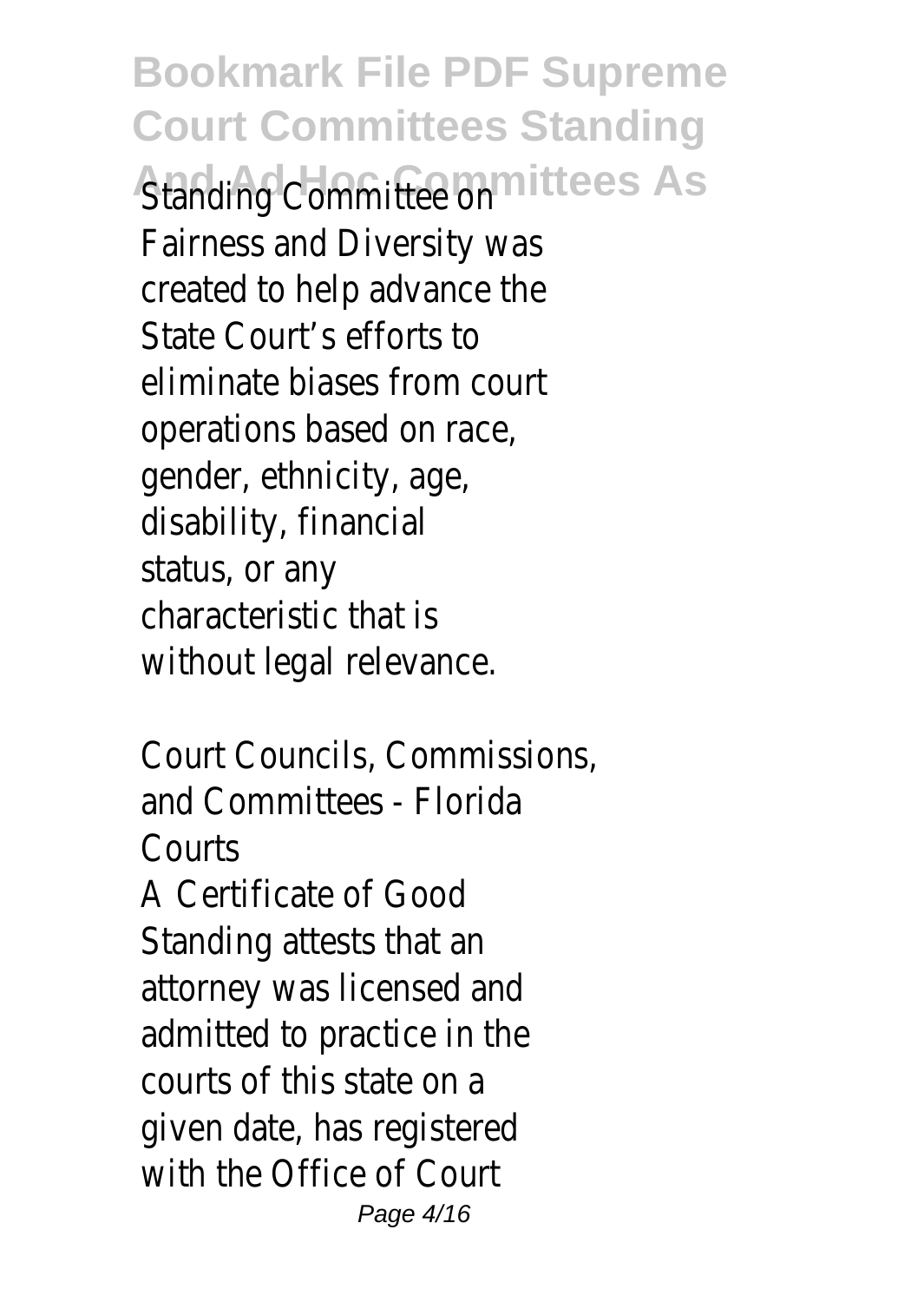Standing Committee on Fairness and Diversity was created to help advance the State Court's efforts to eliminate biases from court operations based on race, gender, ethnicity, age, disability, financial status, or any characteristic that is without legal relevance.

Court Councils, Commissions, and Committees - Florida Courts

A Certificate of Good Standing attests that an attorney was licensed and admitted to practice in the courts of this state on a given date, has registered with the Office of Court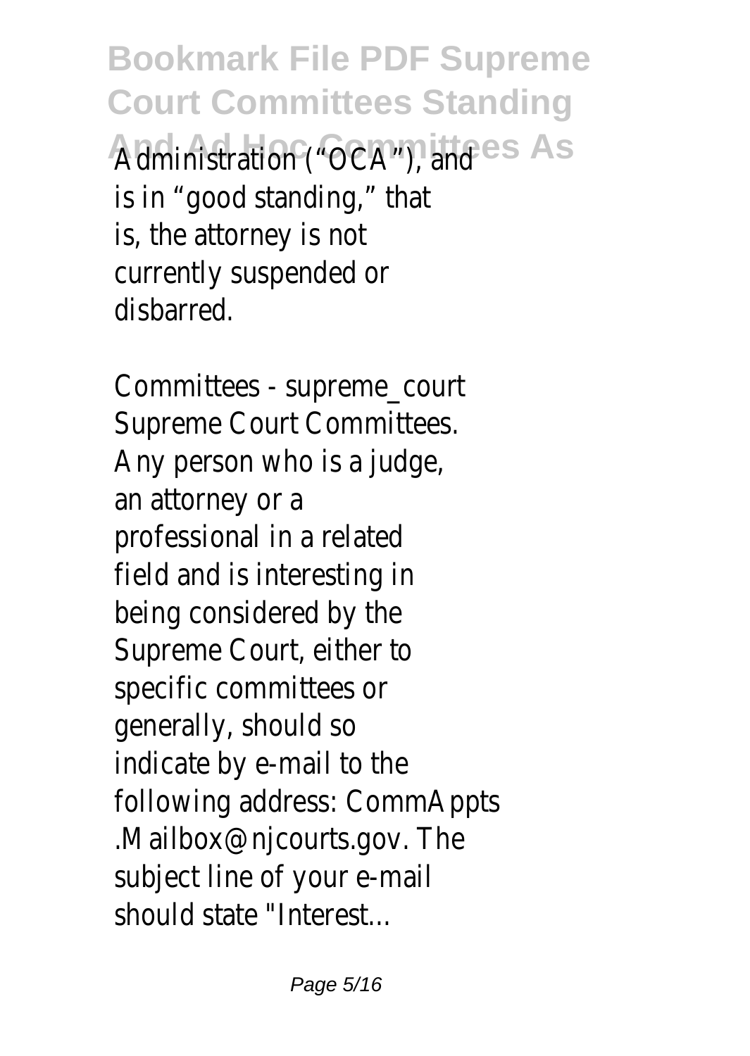Administration ("OCA"), and is in "good standing," that is, the attorney is not currently suspended or disbarred.

Committees - supreme_court
Supreme Court Committees. Any person who is a judge, an attorney or a professional in a related field and is interesting in being considered by the Supreme Court, either to specific committees or generally, should so indicate by e-mail to the following address: CommAppts .Mailbox@njcourts.gov. The subject line of your e-mail should state "Interest...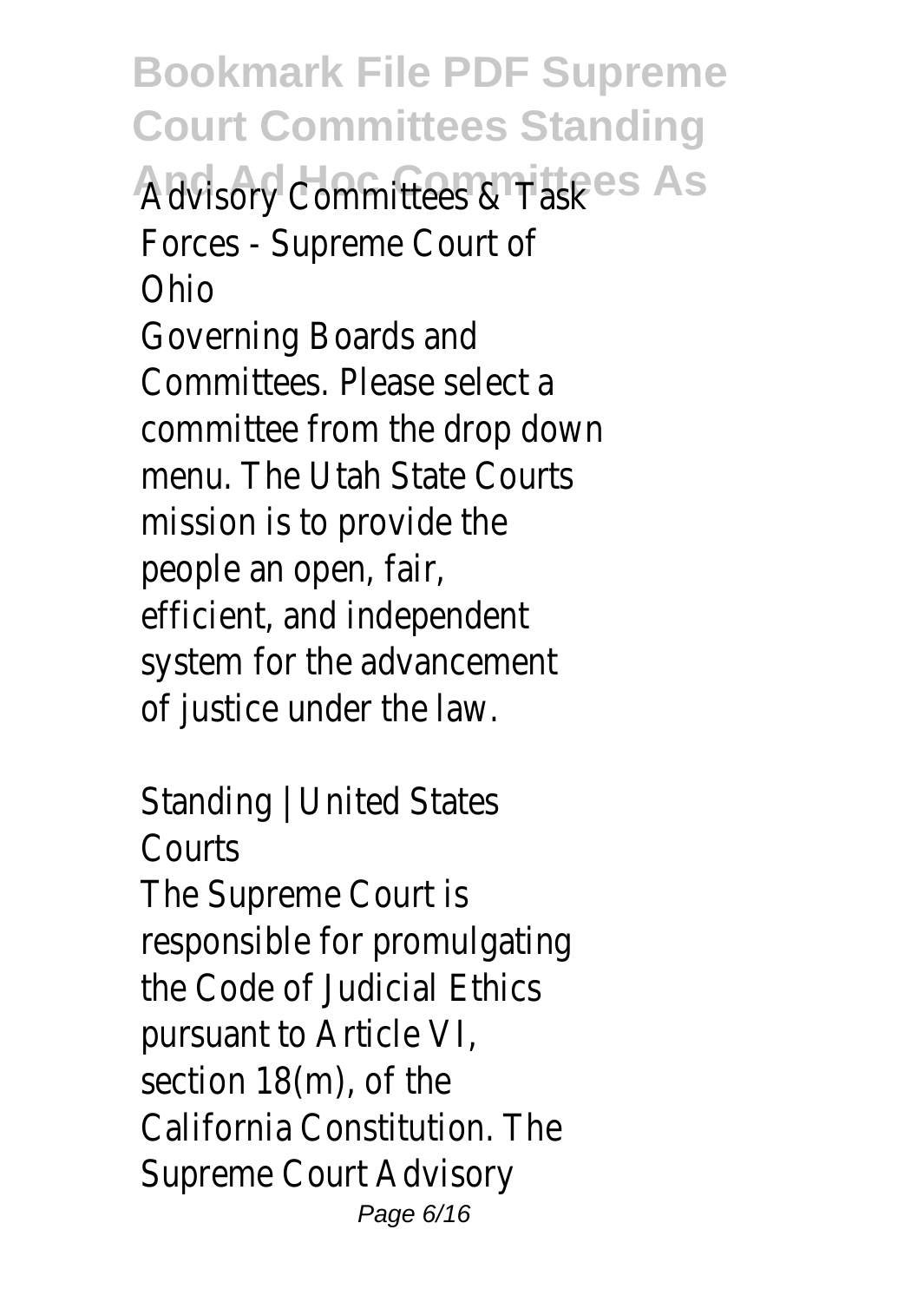Advisory Committees & Task Forces - Supreme Court of Ohio

Governing Boards and Committees. Please select a committee from the drop down menu. The Utah State Courts mission is to provide the people an open, fair, efficient, and independent system for the advancement of justice under the law.

Standing | United States Courts

The Supreme Court is responsible for promulgating the Code of Judicial Ethics pursuant to Article VI, section 18(m), of the California Constitution. The Supreme Court Advisory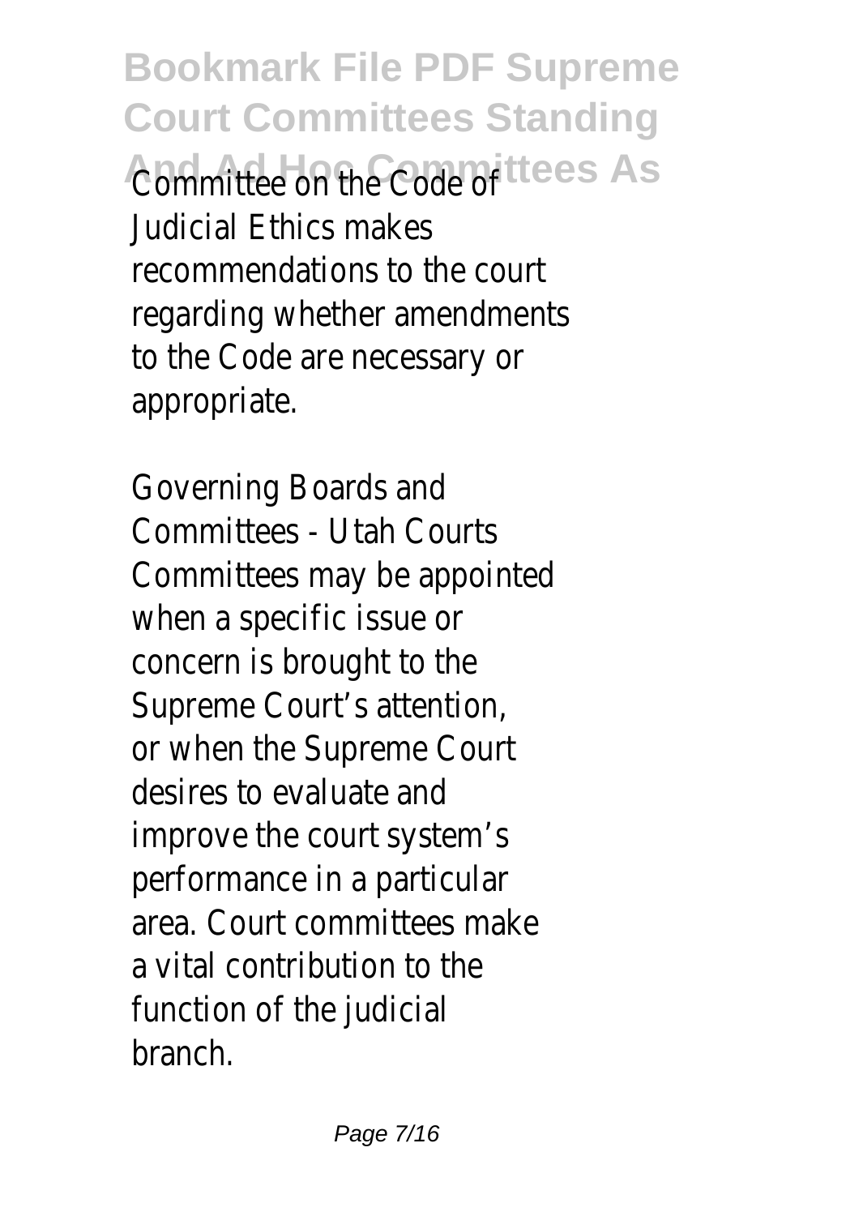Committee on the Code of Judicial Ethics makes recommendations to the court regarding whether amendments to the Code are necessary or appropriate.

Governing Boards and Committees - Utah Courts
Committees may be appointed when a specific issue or concern is brought to the Supreme Court's attention, or when the Supreme Court desires to evaluate and improve the court system's performance in a particular area. Court committees make a vital contribution to the function of the judicial branch.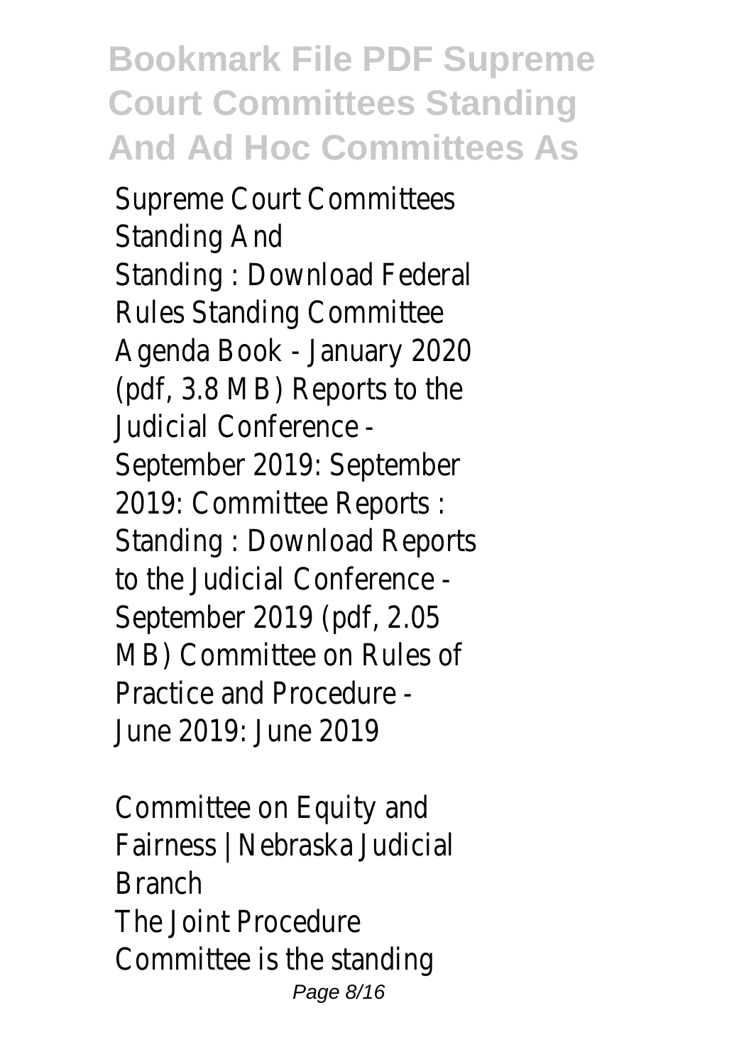Supreme Court Committees Standing And

Standing : Download Federal Rules Standing Committee Agenda Book - January 2020 (pdf, 3.8 MB) Reports to the Judicial Conference - September 2019: September 2019: Committee Reports : Standing : Download Reports to the Judicial Conference - September 2019 (pdf, 2.05 MB) Committee on Rules of Practice and Procedure - June 2019: June 2019

Committee on Equity and Fairness | Nebraska Judicial Branch

The Joint Procedure Committee is the standing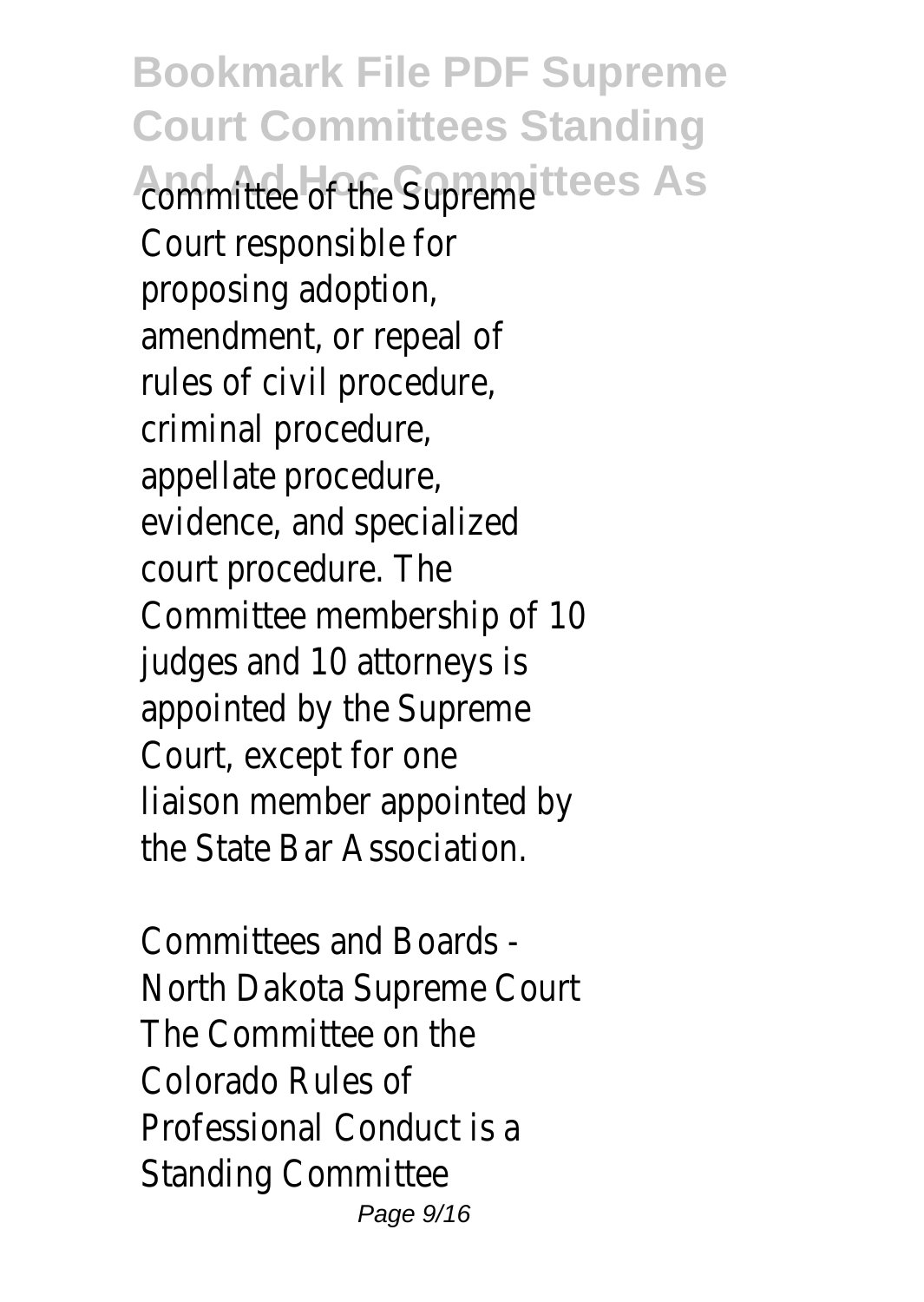committee of the Supreme Court responsible for proposing adoption, amendment, or repeal of rules of civil procedure, criminal procedure, appellate procedure, evidence, and specialized court procedure. The Committee membership of 10 judges and 10 attorneys is appointed by the Supreme Court, except for one liaison member appointed by the State Bar Association.

Committees and Boards - North Dakota Supreme Court

The Committee on the Colorado Rules of Professional Conduct is a Standing Committee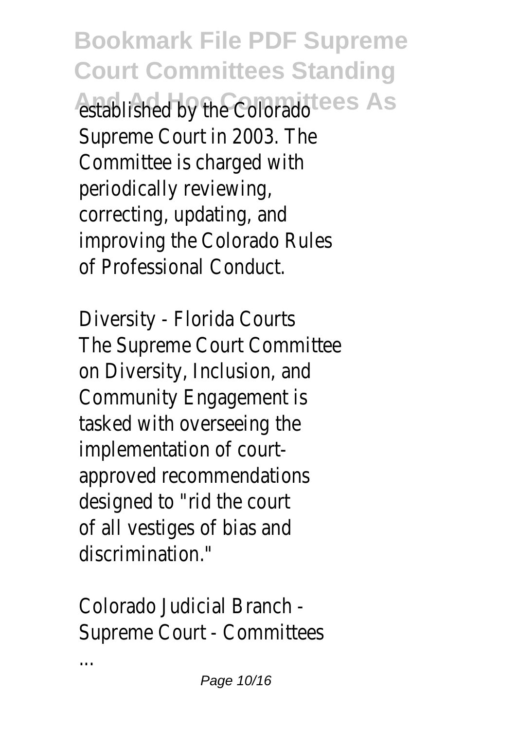established by the Colorado Supreme Court in 2003. The Committee is charged with periodically reviewing, correcting, updating, and improving the Colorado Rules of Professional Conduct.

Diversity - Florida Courts
The Supreme Court Committee on Diversity, Inclusion, and Community Engagement is tasked with overseeing the implementation of court-approved recommendations designed to "rid the court of all vestiges of bias and discrimination."

Colorado Judicial Branch - Supreme Court - Committees ...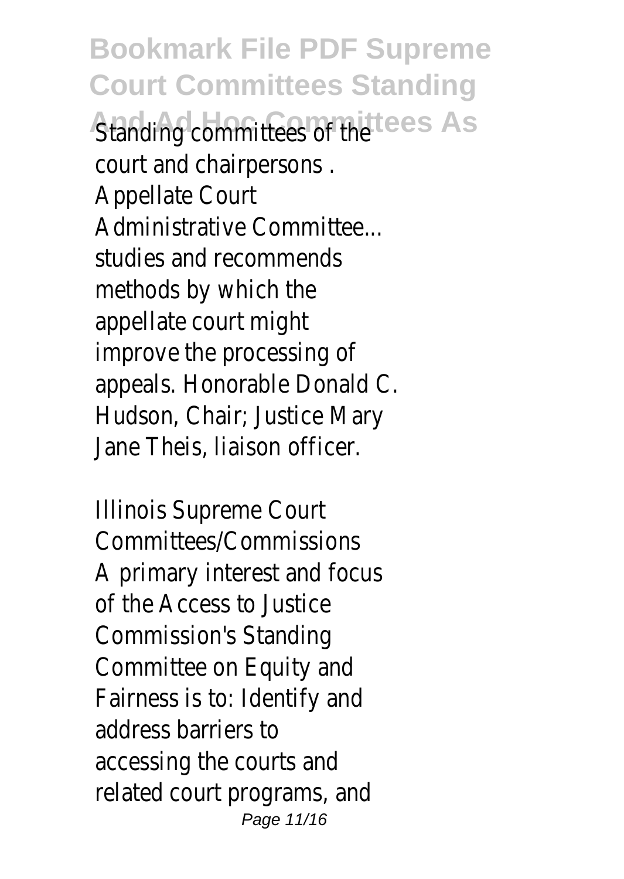Standing committees of the court and chairpersons . Appellate Court Administrative Committee... studies and recommends methods by which the appellate court might improve the processing of appeals. Honorable Donald C. Hudson, Chair; Justice Mary Jane Theis, liaison officer.

Illinois Supreme Court Committees/Commissions

A primary interest and focus of the Access to Justice Commission's Standing Committee on Equity and Fairness is to: Identify and address barriers to accessing the courts and related court programs, and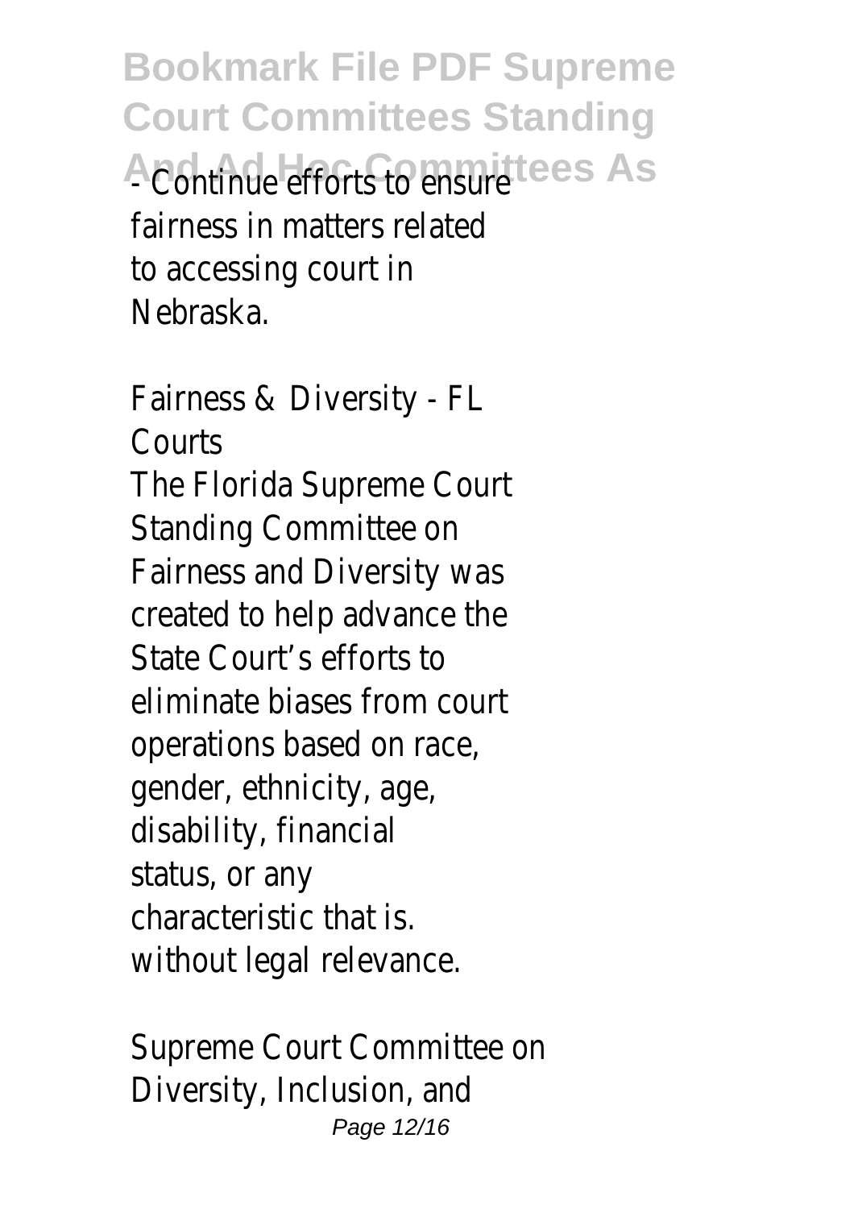- Continue efforts to ensure fairness in matters related to accessing court in Nebraska.

Fairness & Diversity - FL Courts

The Florida Supreme Court Standing Committee on Fairness and Diversity was created to help advance the State Court's efforts to eliminate biases from court operations based on race, gender, ethnicity, age, disability, financial status, or any characteristic that is. without legal relevance.

Supreme Court Committee on Diversity, Inclusion, and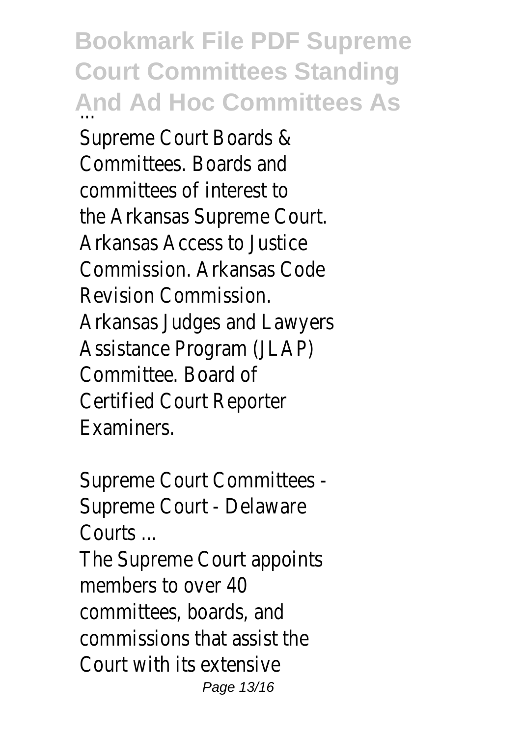Supreme Court Boards & Committees. Boards and committees of interest to the Arkansas Supreme Court. Arkansas Access to Justice Commission. Arkansas Code Revision Commission. Arkansas Judges and Lawyers Assistance Program (JLAP) Committee. Board of Certified Court Reporter Examiners.

Supreme Court Committees - Supreme Court - Delaware Courts ...

The Supreme Court appoints members to over 40 committees, boards, and commissions that assist the Court with its extensive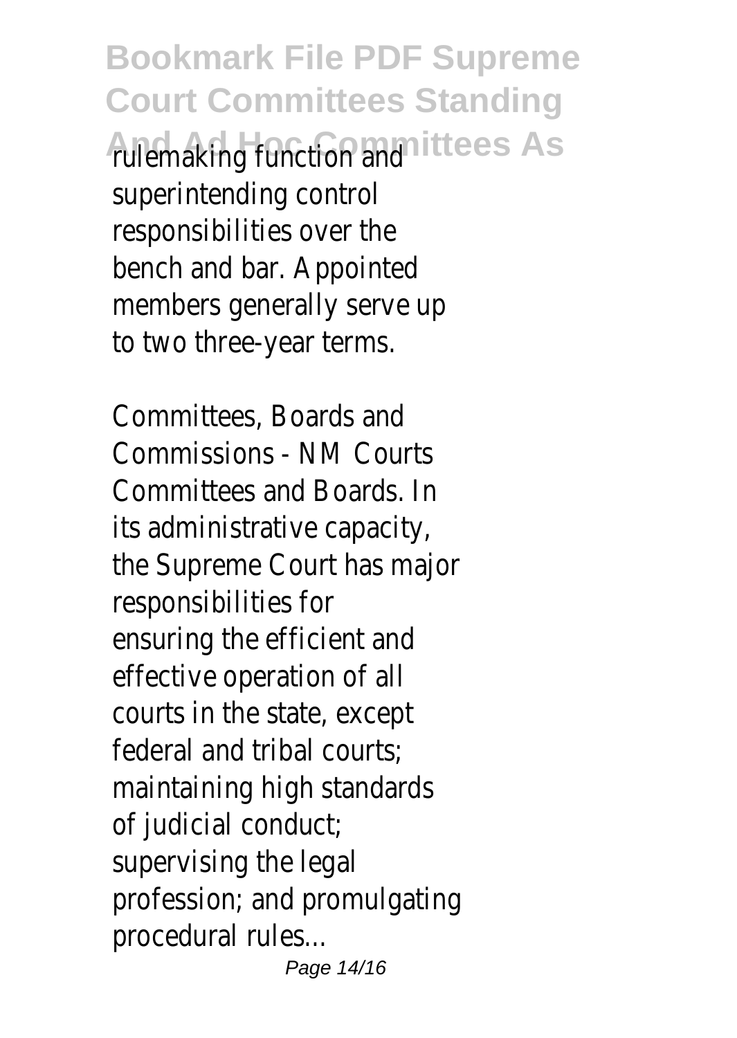rulemaking function and superintending control responsibilities over the bench and bar. Appointed members generally serve up to two three-year terms.

Committees, Boards and Commissions - NM Courts Committees and Boards. In its administrative capacity, the Supreme Court has major responsibilities for ensuring the efficient and effective operation of all courts in the state, except federal and tribal courts; maintaining high standards of judicial conduct; supervising the legal profession; and promulgating procedural rules...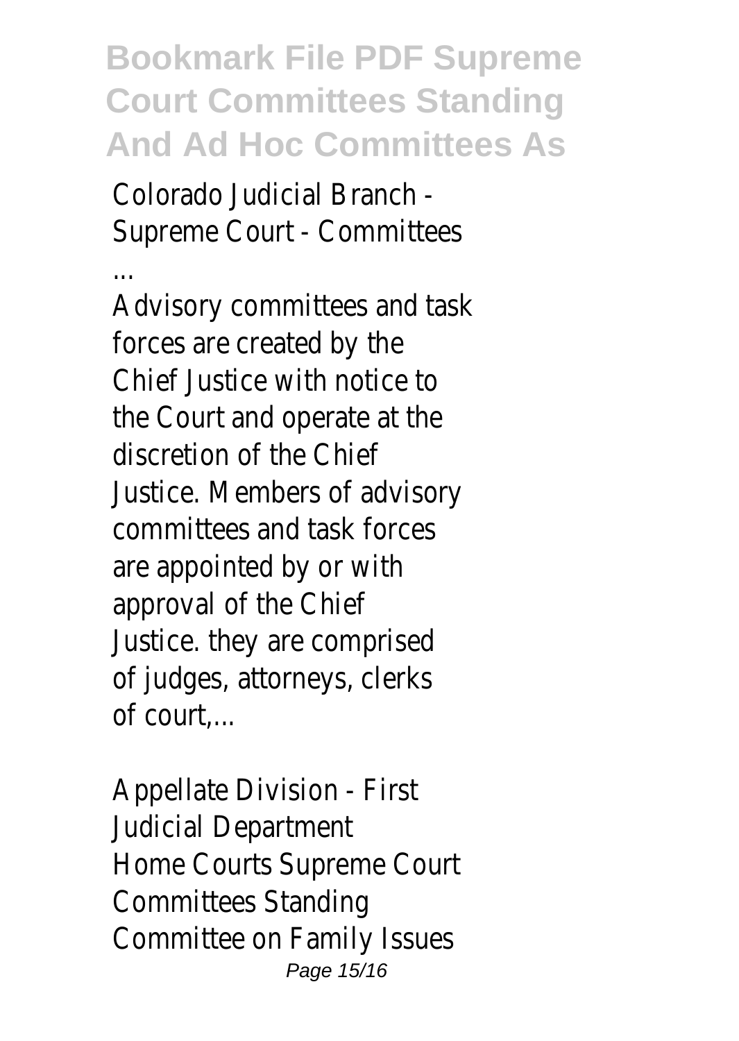Colorado Judicial Branch - Supreme Court - Committees ...

Advisory committees and task forces are created by the Chief Justice with notice to the Court and operate at the discretion of the Chief Justice. Members of advisory committees and task forces are appointed by or with approval of the Chief Justice. they are comprised of judges, attorneys, clerks of court,...

Appellate Division - First Judicial Department

Home Courts Supreme Court Committees Standing Committee on Family Issues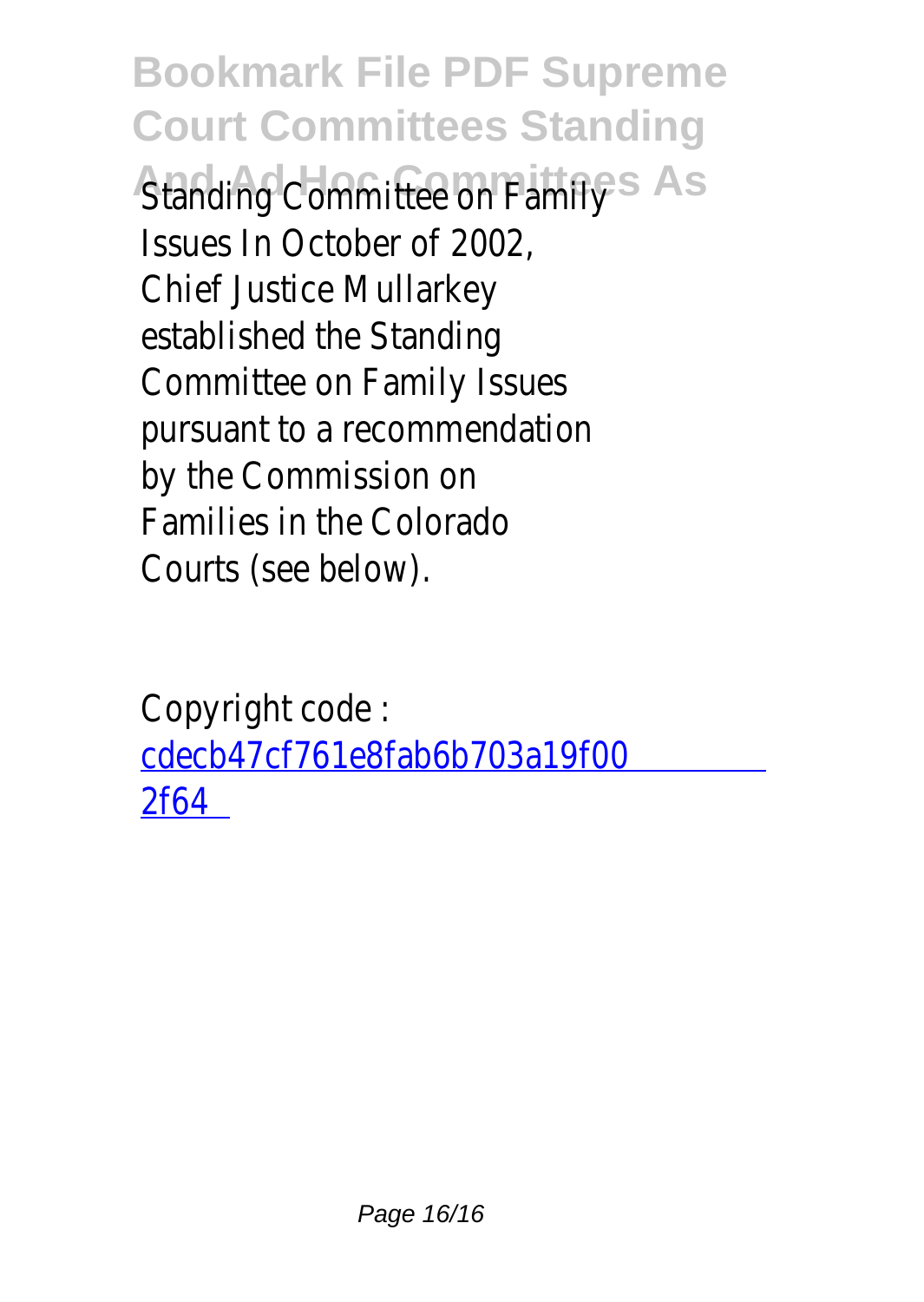Standing Committee on Family Issues In October of 2002, Chief Justice Mullarkey established the Standing Committee on Family Issues pursuant to a recommendation by the Commission on Families in the Colorado Courts (see below).

Copyright code : cdecb47cf761e8fab6b703a19f002f64